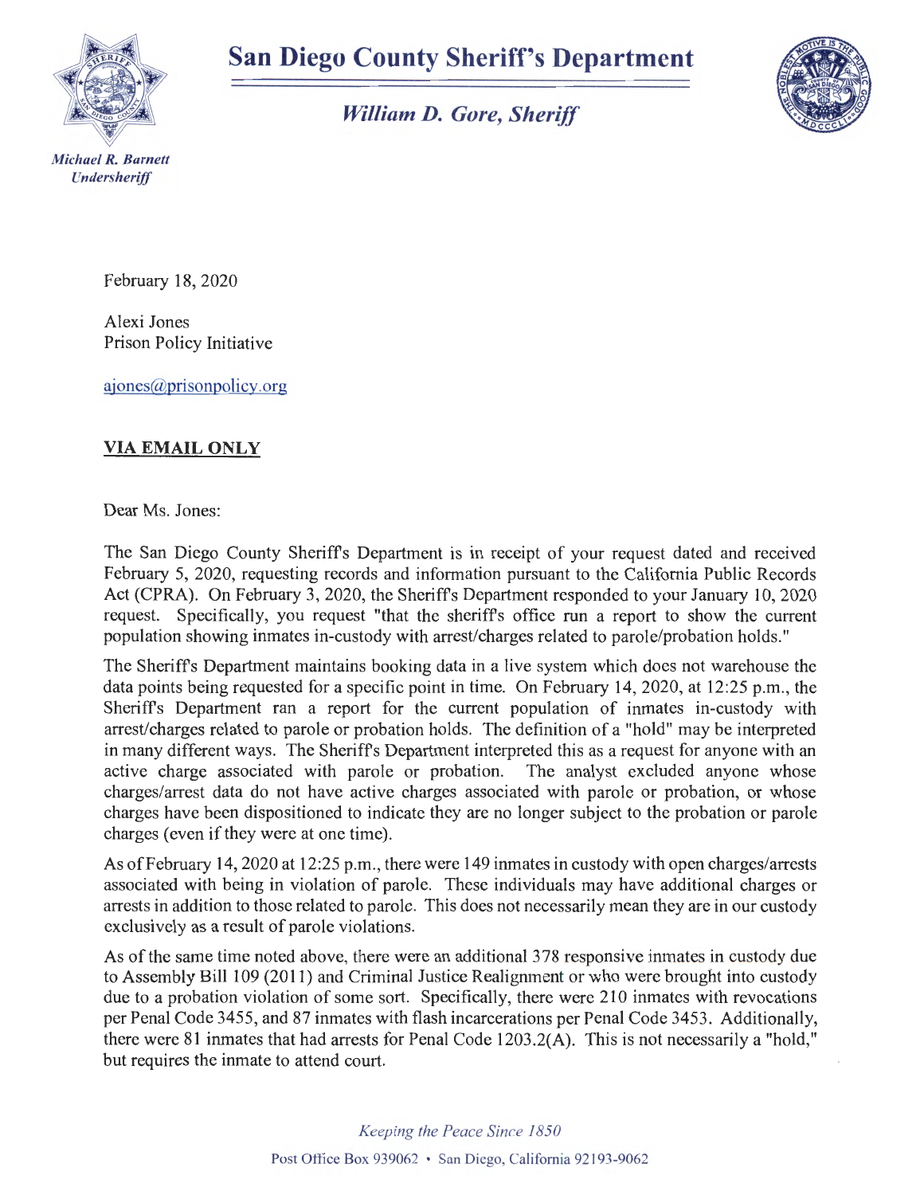# San Diego County Sheriff's Department

*William D. Gore, Sheriff*

*Michael R. Barnett*
*Undersheriff*

February 18, 2020

Alexi Jones
Prison Policy Initiative

ajones@prisonpolicy.org

**VIA EMAIL ONLY**

Dear Ms. Jones:

The San Diego County Sheriff's Department is in receipt of your request dated and received February 5, 2020, requesting records and information pursuant to the California Public Records Act (CPRA). On February 3, 2020, the Sheriff's Department responded to your January 10, 2020 request. Specifically, you request "that the sheriff's office run a report to show the current population showing inmates in-custody with arrest/charges related to parole/probation holds."

The Sheriff's Department maintains booking data in a live system which does not warehouse the data points being requested for a specific point in time. On February 14, 2020, at 12:25 p.m., the Sheriff's Department ran a report for the current population of inmates in-custody with arrest/charges related to parole or probation holds. The definition of a "hold" may be interpreted in many different ways. The Sheriff's Department interpreted this as a request for anyone with an active charge associated with parole or probation. The analyst excluded anyone whose charges/arrest data do not have active charges associated with parole or probation, or whose charges have been dispositioned to indicate they are no longer subject to the probation or parole charges (even if they were at one time).

As of February 14, 2020 at 12:25 p.m., there were 149 inmates in custody with open charges/arrests associated with being in violation of parole. These individuals may have additional charges or arrests in addition to those related to parole. This does not necessarily mean they are in our custody exclusively as a result of parole violations.

As of the same time noted above, there were an additional 378 responsive inmates in custody due to Assembly Bill 109 (2011) and Criminal Justice Realignment or who were brought into custody due to a probation violation of some sort. Specifically, there were 210 inmates with revocations per Penal Code 3455, and 87 inmates with flash incarcerations per Penal Code 3453. Additionally, there were 81 inmates that had arrests for Penal Code 1203.2(A). This is not necessarily a "hold," but requires the inmate to attend court.

*Keeping the Peace Since 1850*

Post Office Box 939062 • San Diego, California 92193-9062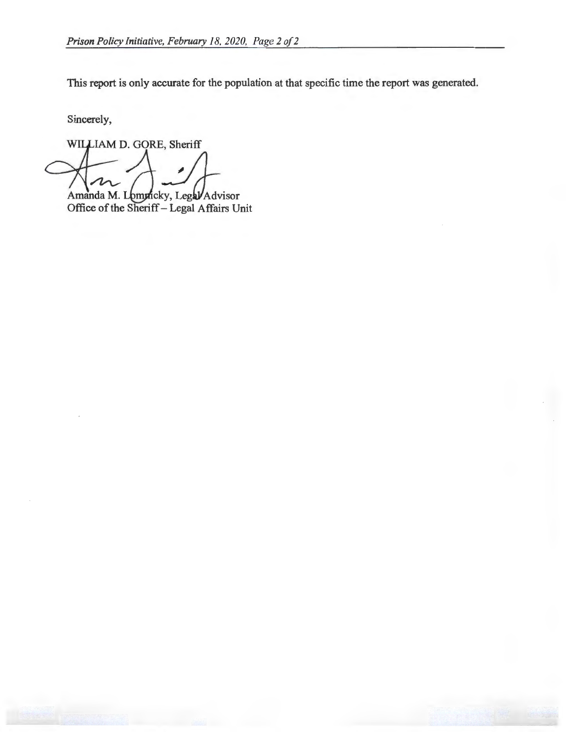This report is only accurate for the population at that specific time the report was generated.

Sincerely,

WILLIAM D. GORE, Sheriff

Amanda M. Lomnicky, Legal Advisor
Office of the Sheriff – Legal Affairs Unit